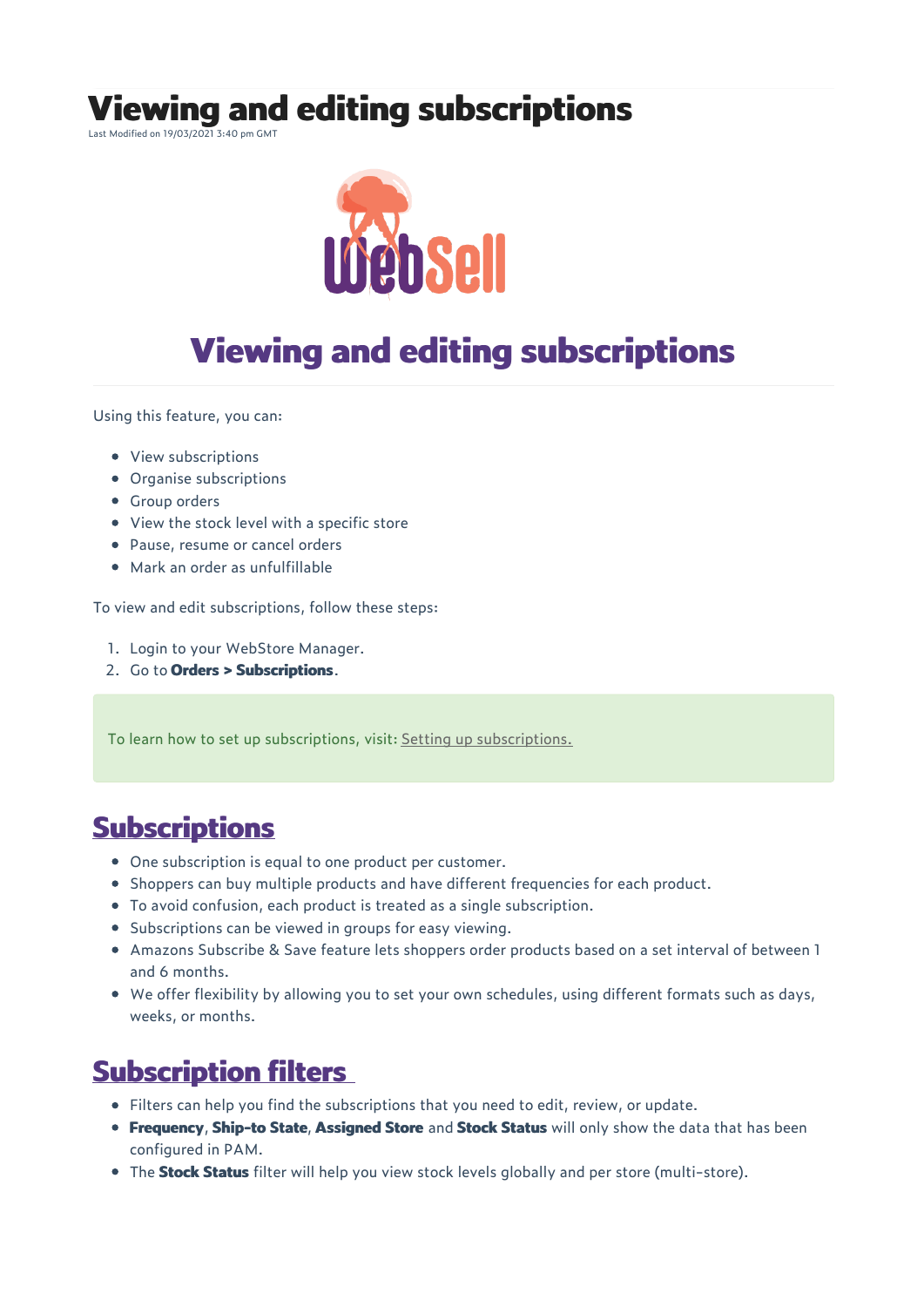# Viewing and editing subscriptions

Last Modified on 19/03/2021 3:40 pm GMT

# Viewing and editing subscriptions

Using this feature, you can:

- View subscriptions
- Organise subscriptions
- Group orders
- View the stock level with a specific store
- Pause, resume or cancel orders
- Mark an order as unfulfillable

To view and edit subscriptions, follow these steps:

1. Login to your WebStore Manager.
2. Go to **Orders > Subscriptions**.

To learn how to set up subscriptions, visit: Setting up subscriptions.

## Subscriptions

- One subscription is equal to one product per customer.
- Shoppers can buy multiple products and have different frequencies for each product.
- To avoid confusion, each product is treated as a single subscription.
- Subscriptions can be viewed in groups for easy viewing.
- Amazons Subscribe & Save feature lets shoppers order products based on a set interval of between 1 and 6 months.
- We offer flexibility by allowing you to set your own schedules, using different formats such as days, weeks, or months.

## Subscription filters

- Filters can help you find the subscriptions that you need to edit, review, or update.
- **Frequency**, **Ship-to State**, **Assigned Store** and **Stock Status** will only show the data that has been configured in PAM.
- The **Stock Status** filter will help you view stock levels globally and per store (multi-store).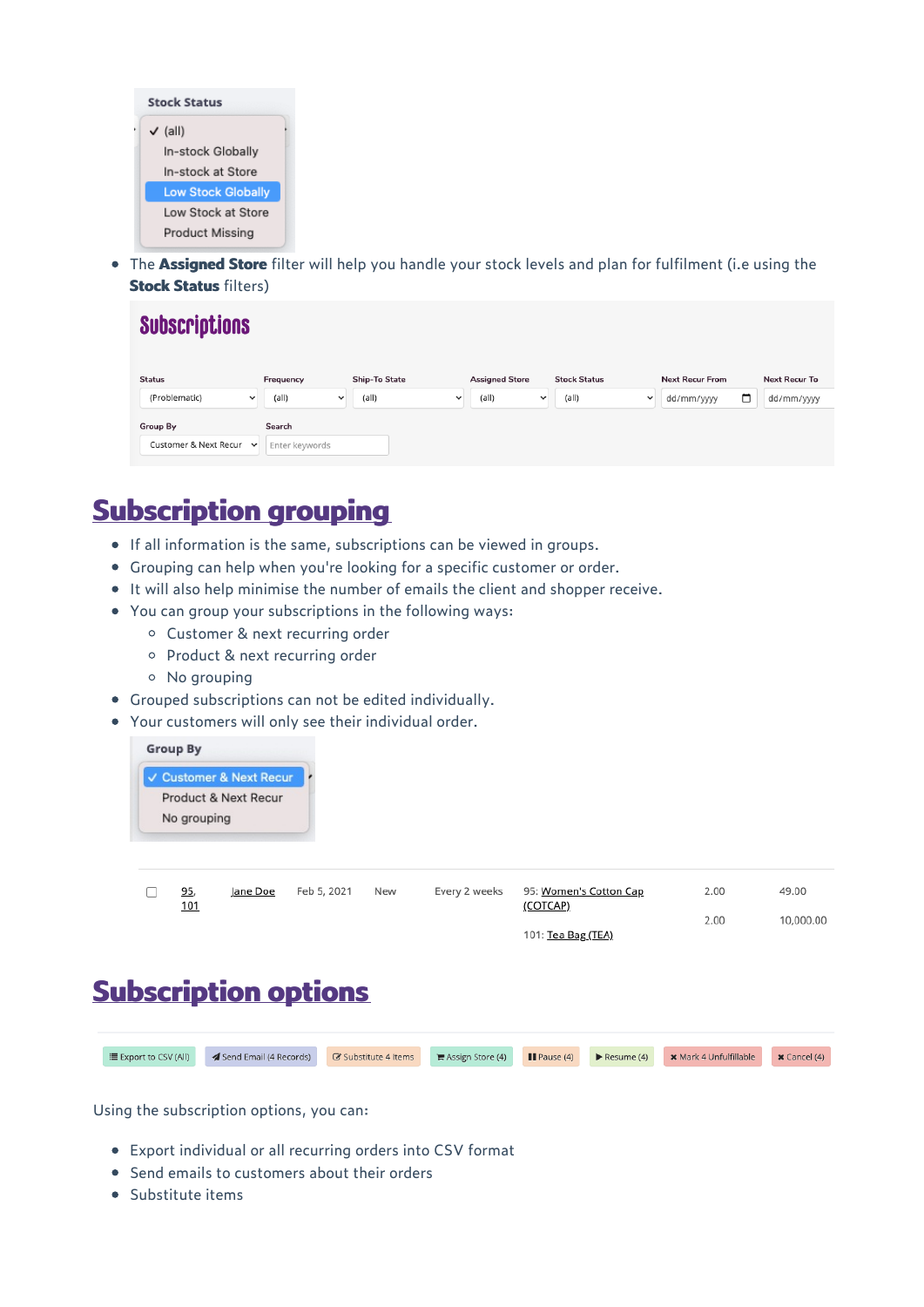Stock Status

- ✓ (all)
- In-stock Globally
- In-stock at Store
- Low Stock Globally
- Low Stock at Store
- Product Missing

- The **Assigned Store** filter will help you handle your stock levels and plan for fulfilment (i.e using the **Stock Status** filters)

Subscriptions

| Status | Frequency | Ship-To State | Assigned Store | Stock Status | Next Recur From | Next Recur To |
|---|---|---|---|---|---|---|
| (Problematic) | (all) | (all) | (all) | (all) | dd/mm/yyyy | dd/mm/yyyy |

| Group By | Search |
|---|---|
| Customer & Next Recur | Enter keywords |

## Subscription grouping

- If all information is the same, subscriptions can be viewed in groups.
- Grouping can help when you're looking for a specific customer or order.
- It will also help minimise the number of emails the client and shopper receive.
- You can group your subscriptions in the following ways:
  - Customer & next recurring order
  - Product & next recurring order
  - No grouping
- Grouped subscriptions can not be edited individually.
- Your customers will only see their individual order.

Group By

- ✓ Customer & Next Recur
- Product & Next Recur
- No grouping

| | | | | | | | |
|---|---|---|---|---|---|---|---|
| ☐ | 95, 101 | Jane Doe | Feb 5, 2021 | New | Every 2 weeks | 95: Women's Cotton Cap (COTCAP) | 2.00 | 49.00 |
| | | | | | | 101: Tea Bag (TEA) | 2.00 | 10,000.00 |

## Subscription options

Export to CSV (All) | Send Email (4 Records) | Substitute 4 Items | Assign Store (4) | Pause (4) | Resume (4) | Mark 4 Unfulfillable | Cancel (4)

Using the subscription options, you can:

- Export individual or all recurring orders into CSV format
- Send emails to customers about their orders
- Substitute items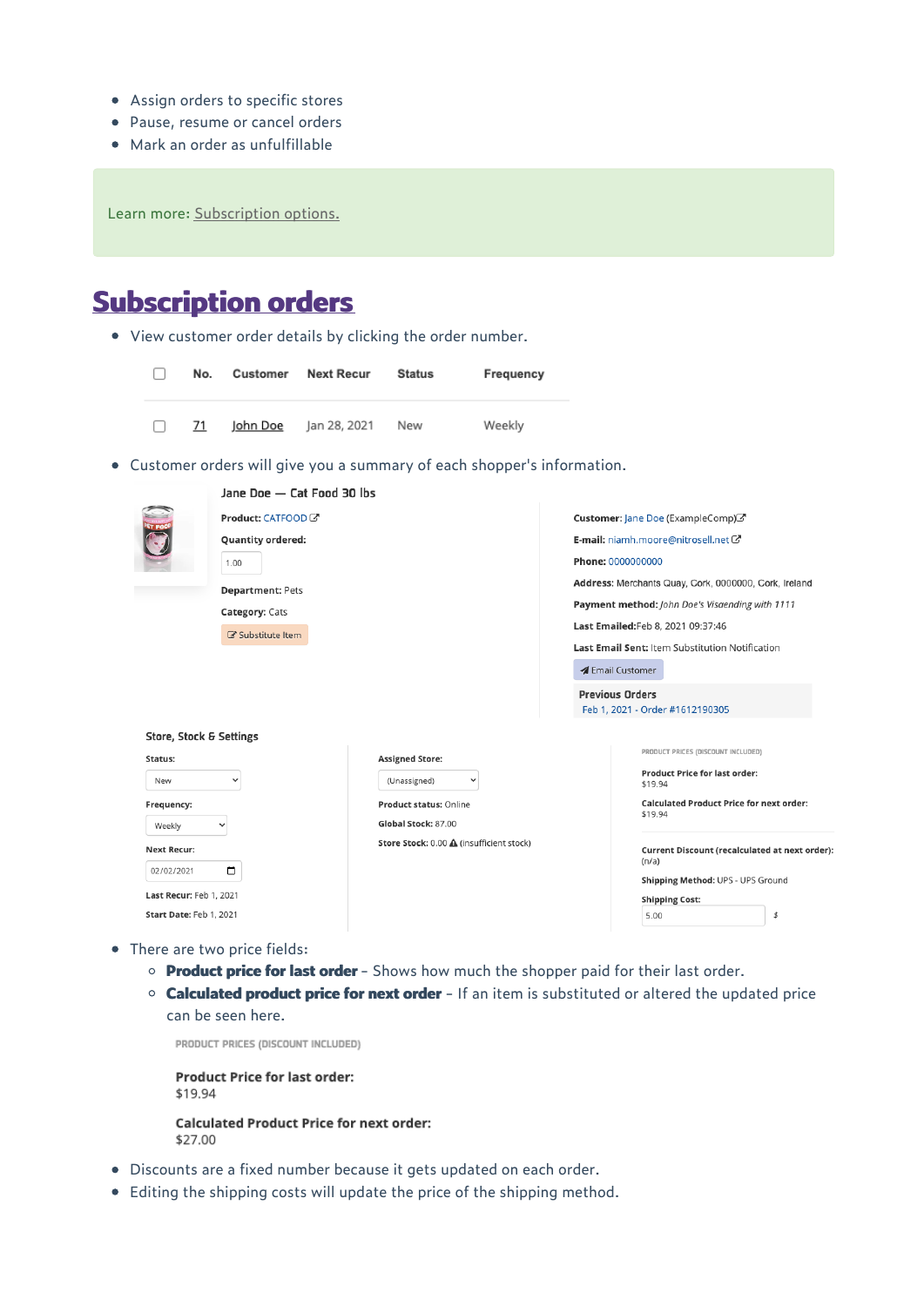- Assign orders to specific stores
- Pause, resume or cancel orders
- Mark an order as unfulfillable

Learn more: Subscription options.

# Subscription orders

- View customer order details by clicking the order number.

| | No. | Customer | Next Recur | Status | Frequency |
|---|---|---|---|---|---|
| ☐ | 71 | John Doe | Jan 28, 2021 | New | Weekly |

- Customer orders will give you a summary of each shopper's information.

Jane Doe — Cat Food 30 lbs

**Product:** CATFOOD

**Quantity ordered:**

1.00

**Department:** Pets

**Category:** Cats

Substitute Item

**Customer:** Jane Doe (ExampleComp)

**E-mail:** niamh.moore@nitrosell.net

**Phone:** 0000000000

**Address:** Merchants Quay, Cork, 0000000, Cork, Ireland

**Payment method:** *John Doe's Visaending with 1111*

**Last Emailed:** Feb 8, 2021 09:37:46

**Last Email Sent:** Item Substitution Notification

Email Customer

**Previous Orders**

Feb 1, 2021 - Order #1612190305

**Store, Stock & Settings**

**Status:** New

**Frequency:** Weekly

**Next Recur:** 02/02/2021

**Last Recur:** Feb 1, 2021

**Start Date:** Feb 1, 2021

**Assigned Store:** (Unassigned)

**Product status:** Online

**Global Stock:** 87.00

**Store Stock:** 0.00 ⚠ (insufficient stock)

PRODUCT PRICES (DISCOUNT INCLUDED)

**Product Price for last order:**
$19.94

**Calculated Product Price for next order:**
$19.94

**Current Discount (recalculated at next order):**
(n/a)

**Shipping Method:** UPS - UPS Ground

**Shipping Cost:**
5.00 $

- There are two price fields:
  - **Product price for last order** – Shows how much the shopper paid for their last order.
  - **Calculated product price for next order** – If an item is substituted or altered the updated price can be seen here.

PRODUCT PRICES (DISCOUNT INCLUDED)

**Product Price for last order:**
$19.94

**Calculated Product Price for next order:**
$27.00

- Discounts are a fixed number because it gets updated on each order.
- Editing the shipping costs will update the price of the shipping method.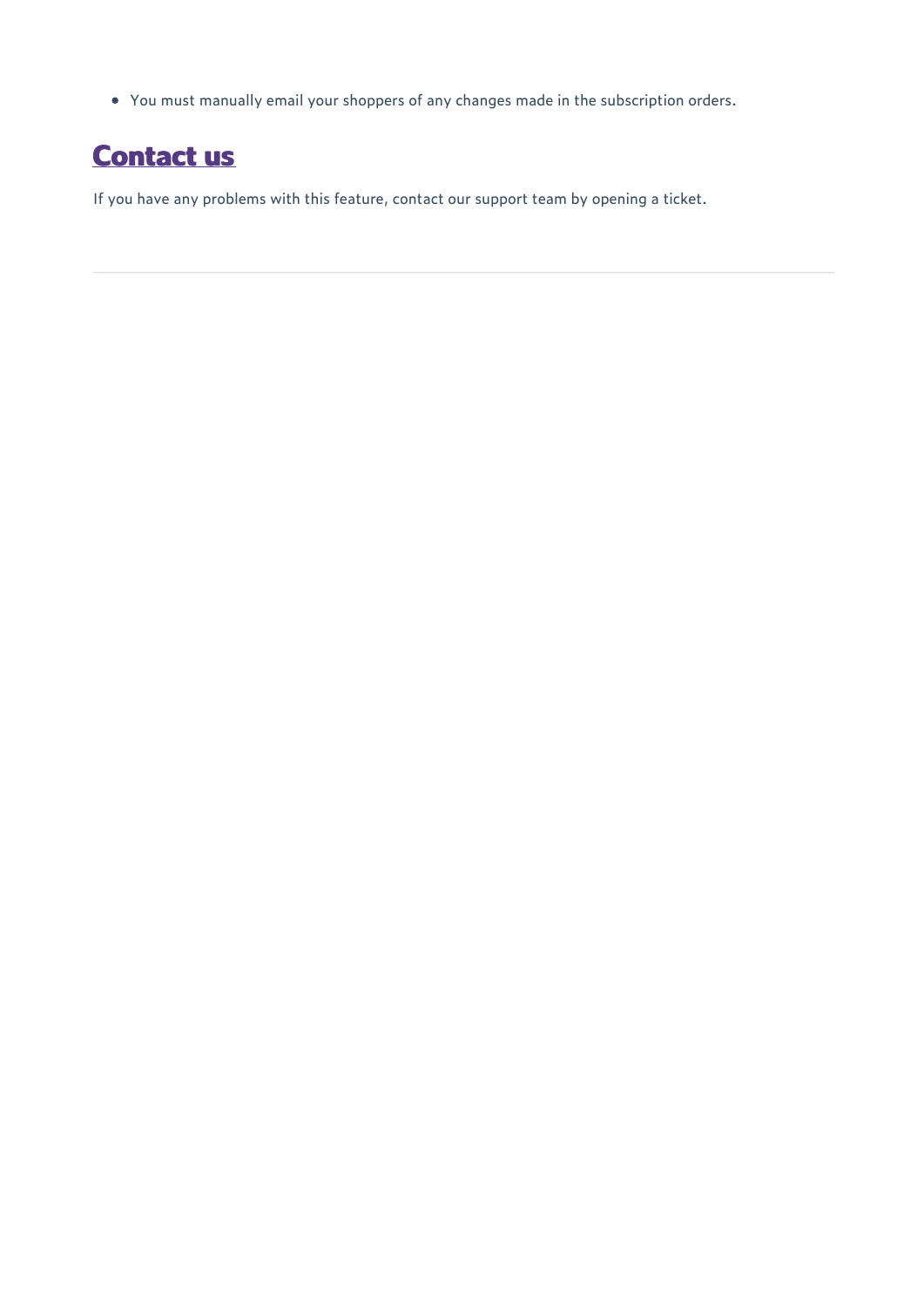- You must manually email your shoppers of any changes made in the subscription orders.

## Contact us

If you have any problems with this feature, contact our support team by opening a ticket.